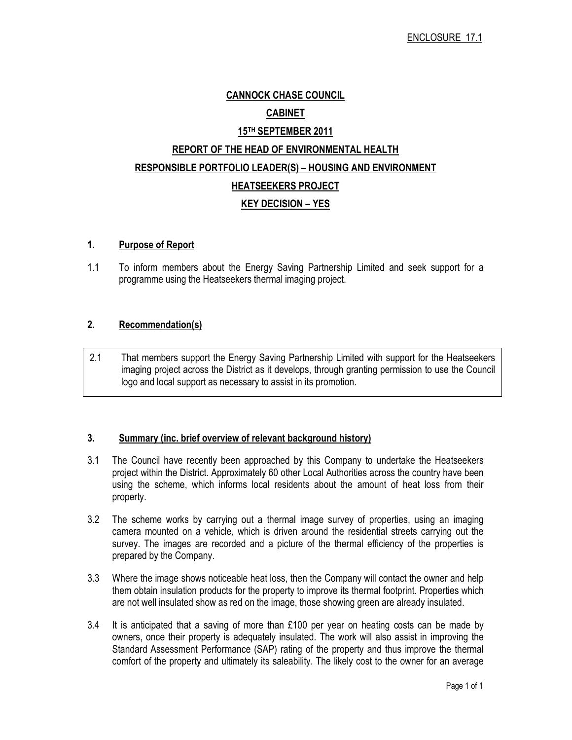ENCLOSURE 17.1

**CANNOCK CHASE COUNCIL**

**CABINET**

**15TH SEPTEMBER 2011**

**REPORT OF THE HEAD OF ENVIRONMENTAL HEALTH**

**RESPONSIBLE PORTFOLIO LEADER(S) – HOUSING AND ENVIRONMENT**

**HEATSEEKERS PROJECT**

**KEY DECISION – YES**

## 1. Purpose of Report

1.1 To inform members about the Energy Saving Partnership Limited and seek support for a programme using the Heatseekers thermal imaging project.

## 2. Recommendation(s)

2.1 That members support the Energy Saving Partnership Limited with support for the Heatseekers imaging project across the District as it develops, through granting permission to use the Council logo and local support as necessary to assist in its promotion.

## 3. Summary (inc. brief overview of relevant background history)

3.1 The Council have recently been approached by this Company to undertake the Heatseekers project within the District. Approximately 60 other Local Authorities across the country have been using the scheme, which informs local residents about the amount of heat loss from their property.

3.2 The scheme works by carrying out a thermal image survey of properties, using an imaging camera mounted on a vehicle, which is driven around the residential streets carrying out the survey. The images are recorded and a picture of the thermal efficiency of the properties is prepared by the Company.

3.3 Where the image shows noticeable heat loss, then the Company will contact the owner and help them obtain insulation products for the property to improve its thermal footprint. Properties which are not well insulated show as red on the image, those showing green are already insulated.

3.4 It is anticipated that a saving of more than £100 per year on heating costs can be made by owners, once their property is adequately insulated. The work will also assist in improving the Standard Assessment Performance (SAP) rating of the property and thus improve the thermal comfort of the property and ultimately its saleability. The likely cost to the owner for an average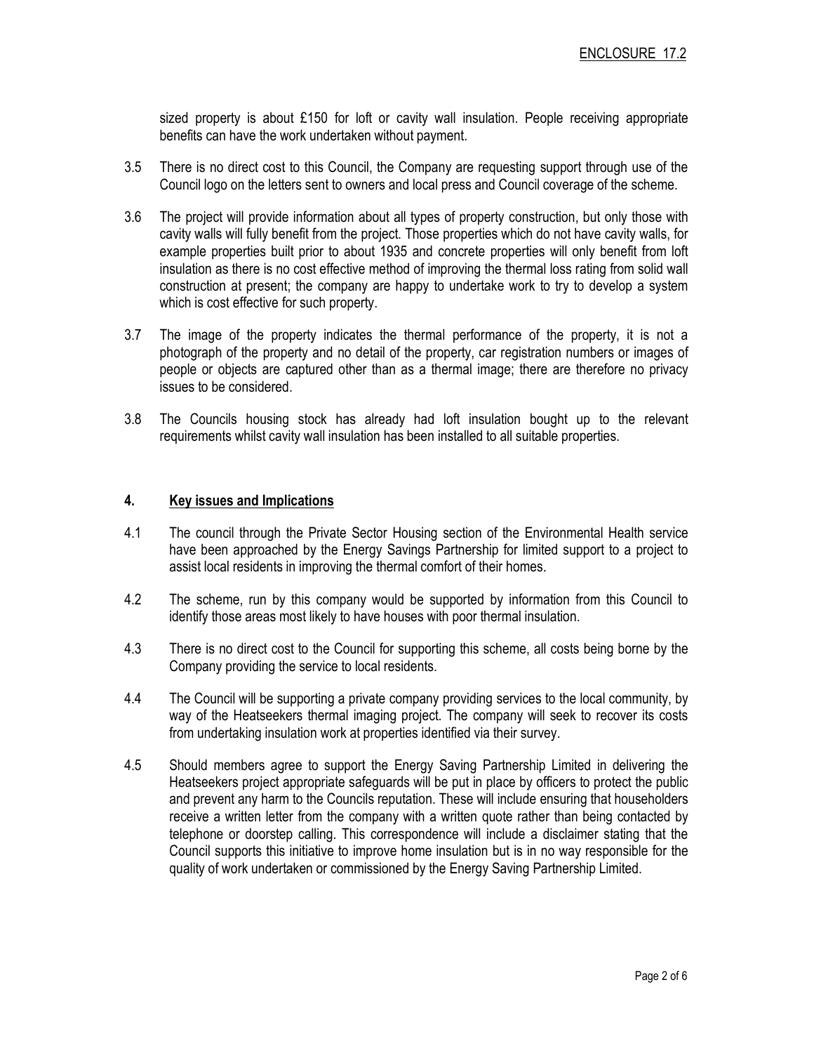sized property is about £150 for loft or cavity wall insulation. People receiving appropriate benefits can have the work undertaken without payment.

3.5 There is no direct cost to this Council, the Company are requesting support through use of the Council logo on the letters sent to owners and local press and Council coverage of the scheme.

3.6 The project will provide information about all types of property construction, but only those with cavity walls will fully benefit from the project. Those properties which do not have cavity walls, for example properties built prior to about 1935 and concrete properties will only benefit from loft insulation as there is no cost effective method of improving the thermal loss rating from solid wall construction at present; the company are happy to undertake work to try to develop a system which is cost effective for such property.

3.7 The image of the property indicates the thermal performance of the property, it is not a photograph of the property and no detail of the property, car registration numbers or images of people or objects are captured other than as a thermal image; there are therefore no privacy issues to be considered.

3.8 The Councils housing stock has already had loft insulation bought up to the relevant requirements whilst cavity wall insulation has been installed to all suitable properties.

## 4. Key issues and Implications

4.1 The council through the Private Sector Housing section of the Environmental Health service have been approached by the Energy Savings Partnership for limited support to a project to assist local residents in improving the thermal comfort of their homes.

4.2 The scheme, run by this company would be supported by information from this Council to identify those areas most likely to have houses with poor thermal insulation.

4.3 There is no direct cost to the Council for supporting this scheme, all costs being borne by the Company providing the service to local residents.

4.4 The Council will be supporting a private company providing services to the local community, by way of the Heatseekers thermal imaging project. The company will seek to recover its costs from undertaking insulation work at properties identified via their survey.

4.5 Should members agree to support the Energy Saving Partnership Limited in delivering the Heatseekers project appropriate safeguards will be put in place by officers to protect the public and prevent any harm to the Councils reputation. These will include ensuring that householders receive a written letter from the company with a written quote rather than being contacted by telephone or doorstep calling. This correspondence will include a disclaimer stating that the Council supports this initiative to improve home insulation but is in no way responsible for the quality of work undertaken or commissioned by the Energy Saving Partnership Limited.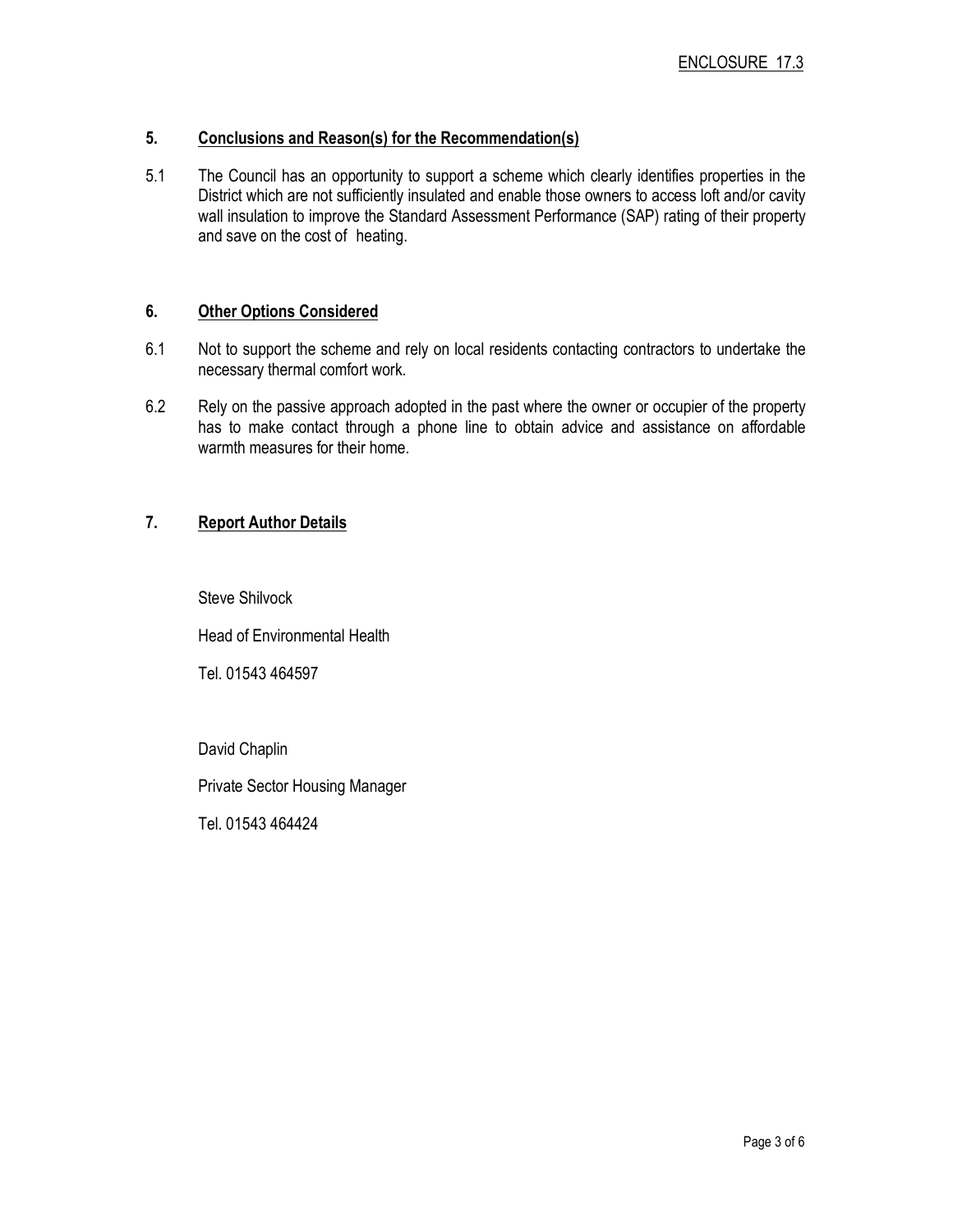ENCLOSURE 17.3

## 5. Conclusions and Reason(s) for the Recommendation(s)

5.1 The Council has an opportunity to support a scheme which clearly identifies properties in the District which are not sufficiently insulated and enable those owners to access loft and/or cavity wall insulation to improve the Standard Assessment Performance (SAP) rating of their property and save on the cost of heating.

## 6. Other Options Considered

6.1 Not to support the scheme and rely on local residents contacting contractors to undertake the necessary thermal comfort work.

6.2 Rely on the passive approach adopted in the past where the owner or occupier of the property has to make contact through a phone line to obtain advice and assistance on affordable warmth measures for their home.

## 7. Report Author Details

Steve Shilvock

Head of Environmental Health

Tel. 01543 464597

David Chaplin

Private Sector Housing Manager

Tel. 01543 464424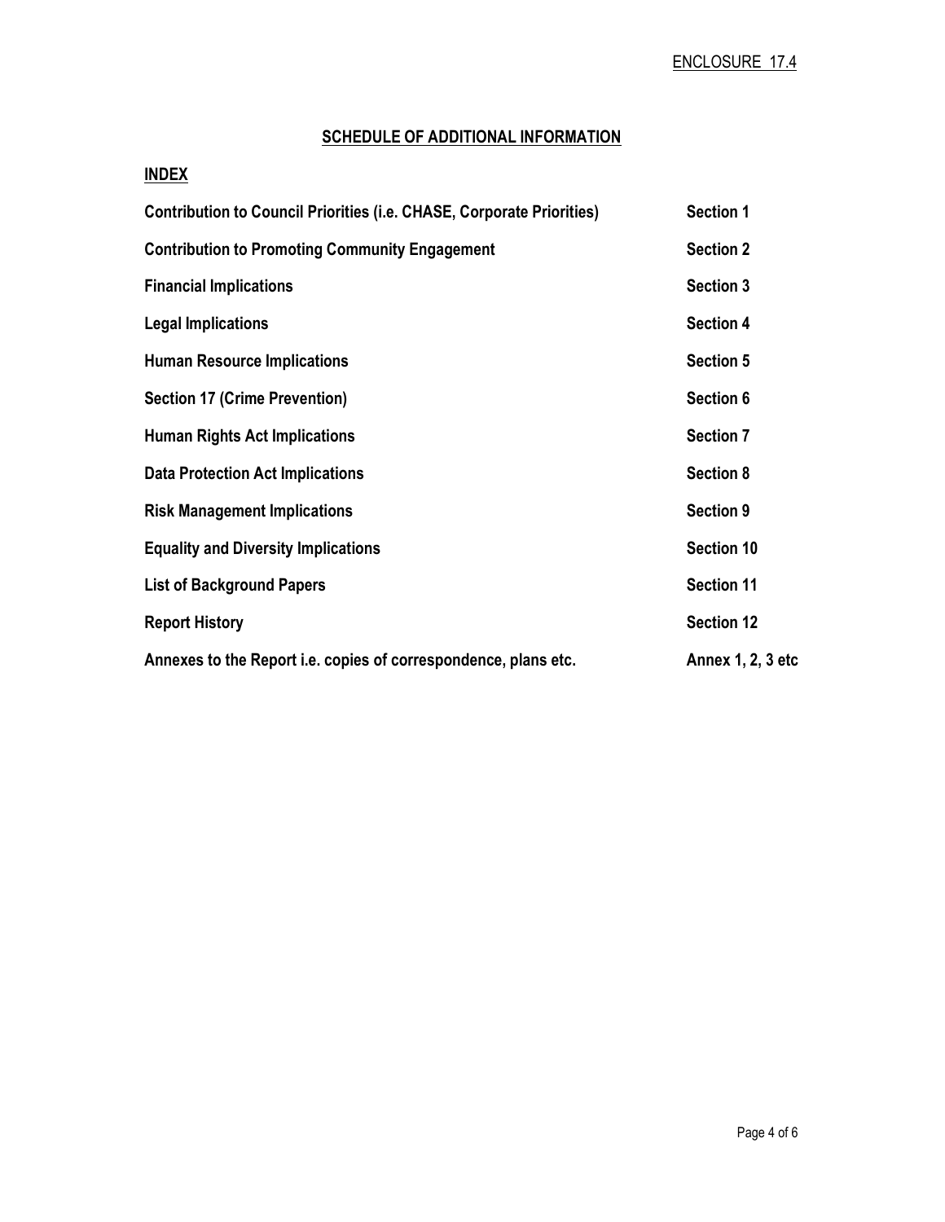ENCLOSURE 17.4

## SCHEDULE OF ADDITIONAL INFORMATION

### INDEX

| | |
|---|---|
| **Contribution to Council Priorities (i.e. CHASE, Corporate Priorities)** | **Section 1** |
| **Contribution to Promoting Community Engagement** | **Section 2** |
| **Financial Implications** | **Section 3** |
| **Legal Implications** | **Section 4** |
| **Human Resource Implications** | **Section 5** |
| **Section 17 (Crime Prevention)** | **Section 6** |
| **Human Rights Act Implications** | **Section 7** |
| **Data Protection Act Implications** | **Section 8** |
| **Risk Management Implications** | **Section 9** |
| **Equality and Diversity Implications** | **Section 10** |
| **List of Background Papers** | **Section 11** |
| **Report History** | **Section 12** |
| **Annexes to the Report i.e. copies of correspondence, plans etc.** | **Annex 1, 2, 3 etc** |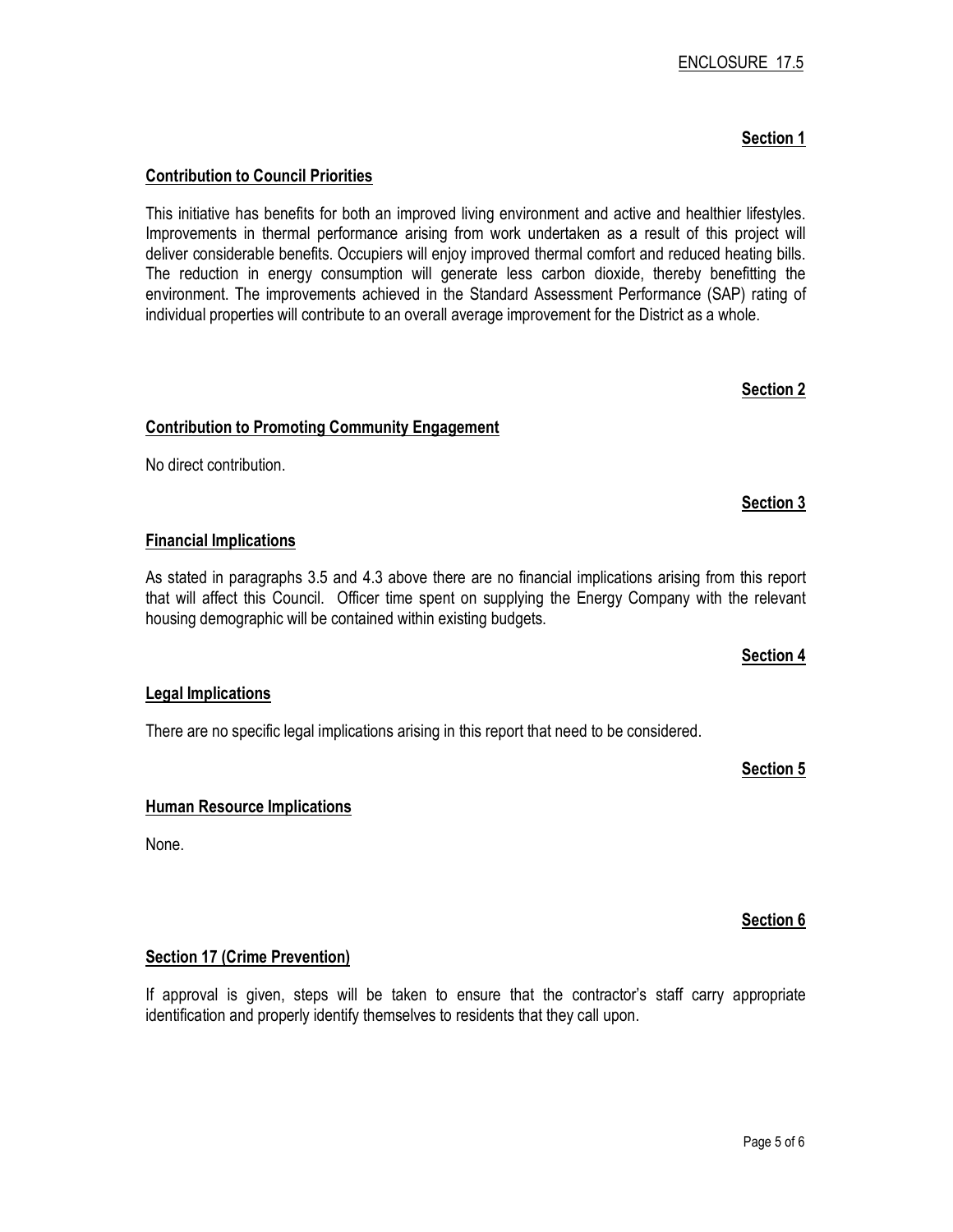ENCLOSURE 17.5

**Section 1**

## Contribution to Council Priorities

This initiative has benefits for both an improved living environment and active and healthier lifestyles. Improvements in thermal performance arising from work undertaken as a result of this project will deliver considerable benefits. Occupiers will enjoy improved thermal comfort and reduced heating bills. The reduction in energy consumption will generate less carbon dioxide, thereby benefitting the environment. The improvements achieved in the Standard Assessment Performance (SAP) rating of individual properties will contribute to an overall average improvement for the District as a whole.

**Section 2**

## Contribution to Promoting Community Engagement

No direct contribution.

**Section 3**

## Financial Implications

As stated in paragraphs 3.5 and 4.3 above there are no financial implications arising from this report that will affect this Council. Officer time spent on supplying the Energy Company with the relevant housing demographic will be contained within existing budgets.

**Section 4**

## Legal Implications

There are no specific legal implications arising in this report that need to be considered.

**Section 5**

## Human Resource Implications

None.

**Section 6**

## Section 17 (Crime Prevention)

If approval is given, steps will be taken to ensure that the contractor's staff carry appropriate identification and properly identify themselves to residents that they call upon.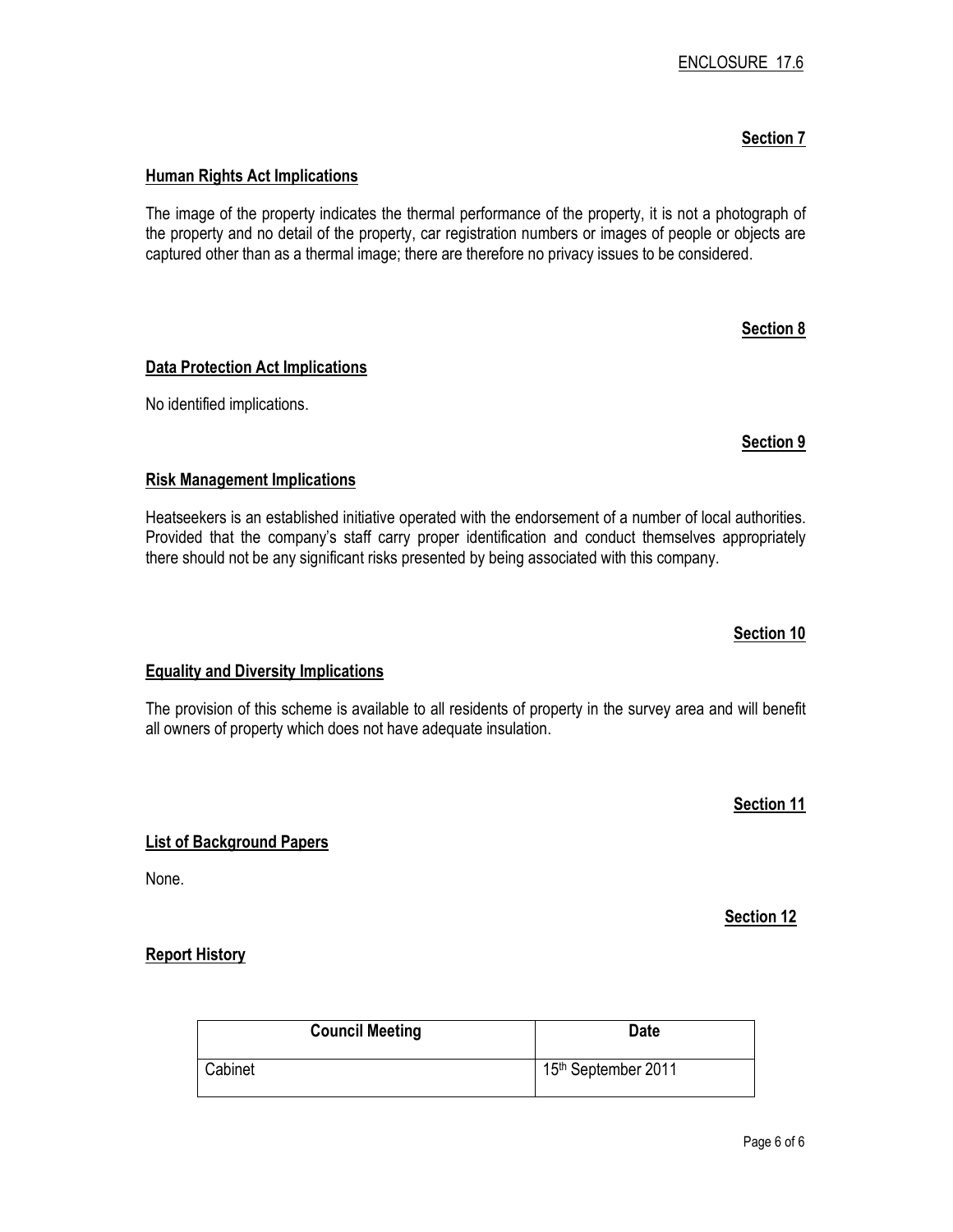ENCLOSURE 17.6

**Section 7**

## Human Rights Act Implications

The image of the property indicates the thermal performance of the property, it is not a photograph of the property and no detail of the property, car registration numbers or images of people or objects are captured other than as a thermal image; there are therefore no privacy issues to be considered.

**Section 8**

## Data Protection Act Implications

No identified implications.

**Section 9**

## Risk Management Implications

Heatseekers is an established initiative operated with the endorsement of a number of local authorities. Provided that the company's staff carry proper identification and conduct themselves appropriately there should not be any significant risks presented by being associated with this company.

**Section 10**

## Equality and Diversity Implications

The provision of this scheme is available to all residents of property in the survey area and will benefit all owners of property which does not have adequate insulation.

**Section 11**

## List of Background Papers

None.

**Section 12**

## Report History

| Council Meeting | Date |
|---|---|
| Cabinet | 15th September 2011 |